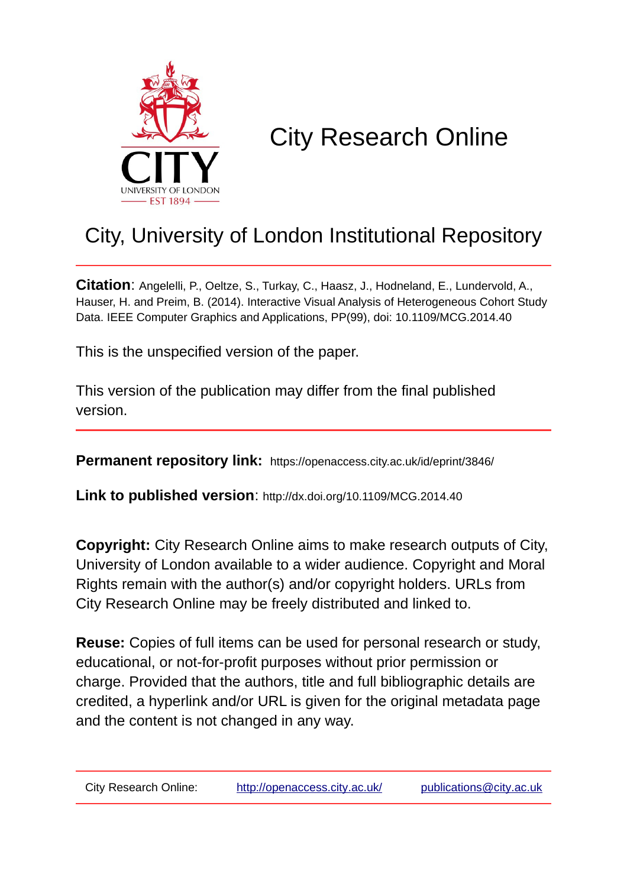# City Research Online

## City, University of London Institutional Repository

**Citation**: Angelelli, P., Oeltze, S., Turkay, C., Haasz, J., Hodneland, E., Lundervold, A., Hauser, H. and Preim, B. (2014). Interactive Visual Analysis of Heterogeneous Cohort Study Data. IEEE Computer Graphics and Applications, PP(99), doi: 10.1109/MCG.2014.40

This is the unspecified version of the paper.

This version of the publication may differ from the final published version.

**Permanent repository link:** https://openaccess.city.ac.uk/id/eprint/3846/

**Link to published version**: http://dx.doi.org/10.1109/MCG.2014.40

**Copyright:** City Research Online aims to make research outputs of City, University of London available to a wider audience. Copyright and Moral Rights remain with the author(s) and/or copyright holders. URLs from City Research Online may be freely distributed and linked to.

**Reuse:** Copies of full items can be used for personal research or study, educational, or not-for-profit purposes without prior permission or charge. Provided that the authors, title and full bibliographic details are credited, a hyperlink and/or URL is given for the original metadata page and the content is not changed in any way.

City Research Online: http://openaccess.city.ac.uk/ publications@city.ac.uk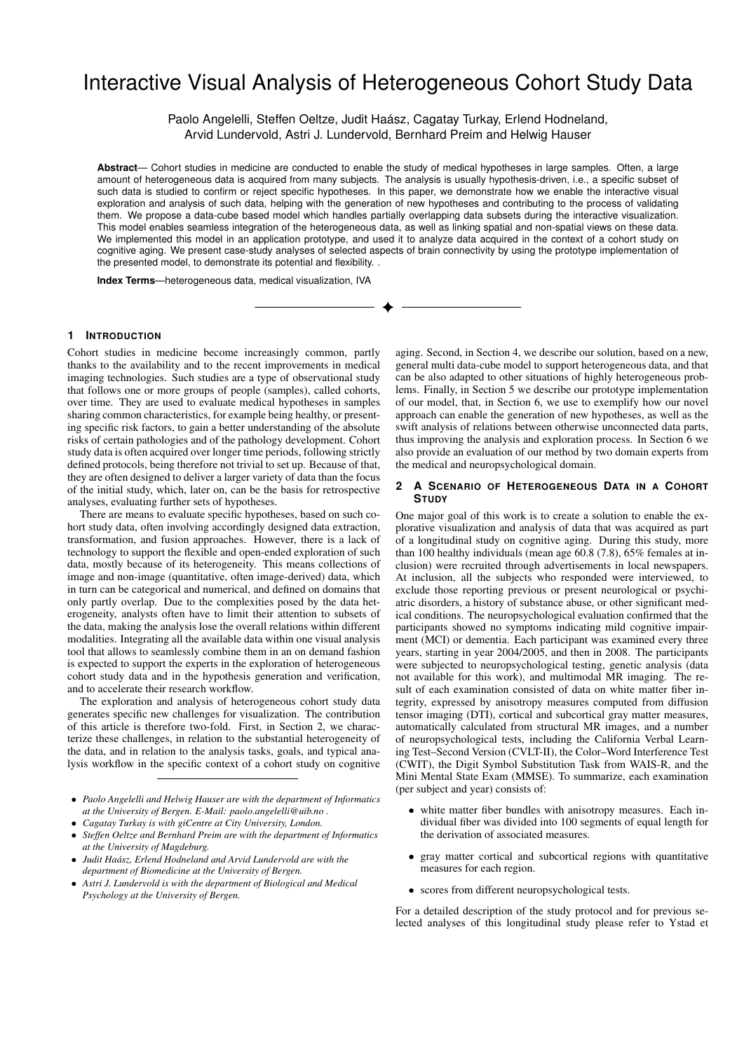# Interactive Visual Analysis of Heterogeneous Cohort Study Data

Paolo Angelelli, Steffen Oeltze, Judit Haász, Cagatay Turkay, Erlend Hodneland, Arvid Lundervold, Astri J. Lundervold, Bernhard Preim and Helwig Hauser

**Abstract**— Cohort studies in medicine are conducted to enable the study of medical hypotheses in large samples. Often, a large amount of heterogeneous data is acquired from many subjects. The analysis is usually hypothesis-driven, i.e., a specific subset of such data is studied to confirm or reject specific hypotheses. In this paper, we demonstrate how we enable the interactive visual exploration and analysis of such data, helping with the generation of new hypotheses and contributing to the process of validating them. We propose a data-cube based model which handles partially overlapping data subsets during the interactive visualization. This model enables seamless integration of the heterogeneous data, as well as linking spatial and non-spatial views on these data. We implemented this model in an application prototype, and used it to analyze data acquired in the context of a cohort study on cognitive aging. We present case-study analyses of selected aspects of brain connectivity by using the prototype implementation of the presented model, to demonstrate its potential and flexibility. .

**Index Terms**—heterogeneous data, medical visualization, IVA

## 1 Introduction

Cohort studies in medicine become increasingly common, partly thanks to the availability and to the recent improvements in medical imaging technologies. Such studies are a type of observational study that follows one or more groups of people (samples), called cohorts, over time. They are used to evaluate medical hypotheses in samples sharing common characteristics, for example being healthy, or presenting specific risk factors, to gain a better understanding of the absolute risks of certain pathologies and of the pathology development. Cohort study data is often acquired over longer time periods, following strictly defined protocols, being therefore not trivial to set up. Because of that, they are often designed to deliver a larger variety of data than the focus of the initial study, which, later on, can be the basis for retrospective analyses, evaluating further sets of hypotheses.

There are means to evaluate specific hypotheses, based on such cohort study data, often involving accordingly designed data extraction, transformation, and fusion approaches. However, there is a lack of technology to support the flexible and open-ended exploration of such data, mostly because of its heterogeneity. This means collections of image and non-image (quantitative, often image-derived) data, which in turn can be categorical and numerical, and defined on domains that only partly overlap. Due to the complexities posed by the data heterogeneity, analysts often have to limit their attention to subsets of the data, making the analysis lose the overall relations within different modalities. Integrating all the available data within one visual analysis tool that allows to seamlessly combine them in an on demand fashion is expected to support the experts in the exploration of heterogeneous cohort study data and in the hypothesis generation and verification, and to accelerate their research workflow.

The exploration and analysis of heterogeneous cohort study data generates specific new challenges for visualization. The contribution of this article is therefore two-fold. First, in Section 2, we characterize these challenges, in relation to the substantial heterogeneity of the data, and in relation to the analysis tasks, goals, and typical analysis workflow in the specific context of a cohort study on cognitive aging. Second, in Section 4, we describe our solution, based on a new, general multi data-cube model to support heterogeneous data, and that can be also adapted to other situations of highly heterogeneous problems. Finally, in Section 5 we describe our prototype implementation of our model, that, in Section 6, we use to exemplify how our novel approach can enable the generation of new hypotheses, as well as the swift analysis of relations between otherwise unconnected data parts, thus improving the analysis and exploration process. In Section 6 we also provide an evaluation of our method by two domain experts from the medical and neuropsychological domain.

- *Paolo Angelelli and Helwig Hauser are with the department of Informatics at the University of Bergen. E-Mail: paolo.angelelli@uib.no .*
- *Cagatay Turkay is with giCentre at City University, London.*
- *Steffen Oeltze and Bernhard Preim are with the department of Informatics at the University of Magdeburg.*
- *Judit Haász, Erlend Hodneland and Arvid Lundervold are with the department of Biomedicine at the University of Bergen.*
- *Astri J. Lundervold is with the department of Biological and Medical Psychology at the University of Bergen.*

## 2 A Scenario of Heterogeneous Data in a Cohort Study

One major goal of this work is to create a solution to enable the explorative visualization and analysis of data that was acquired as part of a longitudinal study on cognitive aging. During this study, more than 100 healthy individuals (mean age 60.8 (7.8), 65% females at inclusion) were recruited through advertisements in local newspapers. At inclusion, all the subjects who responded were interviewed, to exclude those reporting previous or present neurological or psychiatric disorders, a history of substance abuse, or other significant medical conditions. The neuropsychological evaluation confirmed that the participants showed no symptoms indicating mild cognitive impairment (MCI) or dementia. Each participant was examined every three years, starting in year 2004/2005, and then in 2008. The participants were subjected to neuropsychological testing, genetic analysis (data not available for this work), and multimodal MR imaging. The result of each examination consisted of data on white matter fiber integrity, expressed by anisotropy measures computed from diffusion tensor imaging (DTI), cortical and subcortical gray matter measures, automatically calculated from structural MR images, and a number of neuropsychological tests, including the California Verbal Learning Test–Second Version (CVLT-II), the Color–Word Interference Test (CWIT), the Digit Symbol Substitution Task from WAIS-R, and the Mini Mental State Exam (MMSE). To summarize, each examination (per subject and year) consists of:

- white matter fiber bundles with anisotropy measures. Each individual fiber was divided into 100 segments of equal length for the derivation of associated measures.
- gray matter cortical and subcortical regions with quantitative measures for each region.
- scores from different neuropsychological tests.

For a detailed description of the study protocol and for previous selected analyses of this longitudinal study please refer to Ystad et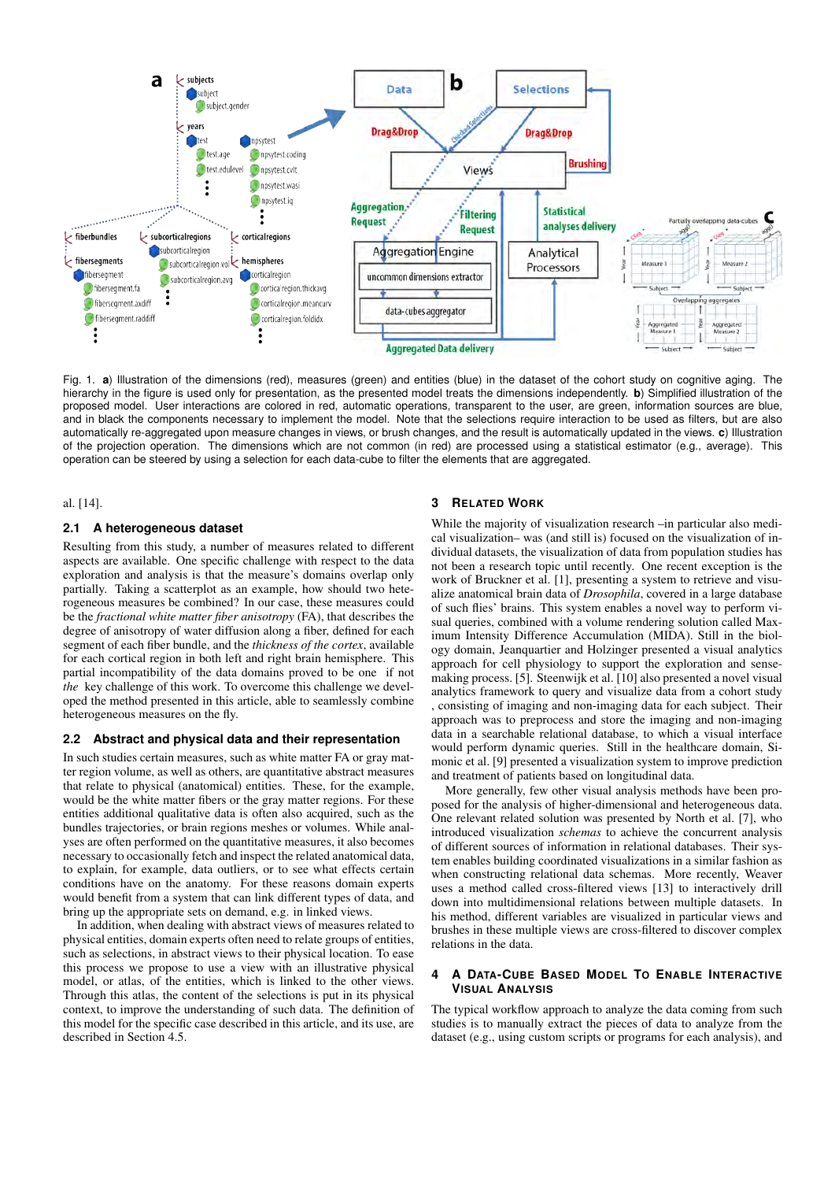Fig. 1. **a**) Illustration of the dimensions (red), measures (green) and entities (blue) in the dataset of the cohort study on cognitive aging. The hierarchy in the figure is used only for presentation, as the presented model treats the dimensions independently. **b**) Simplified illustration of the proposed model. User interactions are colored in red, automatic operations, transparent to the user, are green, information sources are blue, and in black the components necessary to implement the model. Note that the selections require interaction to be used as filters, but are also automatically re-aggregated upon measure changes in views, or brush changes, and the result is automatically updated in the views. **c**) Illustration of the projection operation. The dimensions which are not common (in red) are processed using a statistical estimator (e.g., average). This operation can be steered by using a selection for each data-cube to filter the elements that are aggregated.

al. [14].

### 2.1 A heterogeneous dataset

Resulting from this study, a number of measures related to different aspects are available. One specific challenge with respect to the data exploration and analysis is that the measure's domains overlap only partially. Taking a scatterplot as an example, how should two heterogeneous measures be combined? In our case, these measures could be the *fractional white matter fiber anisotropy* (FA), that describes the degree of anisotropy of water diffusion along a fiber, defined for each segment of each fiber bundle, and the *thickness of the cortex*, available for each cortical region in both left and right brain hemisphere. This partial incompatibility of the data domains proved to be one if not *the* key challenge of this work. To overcome this challenge we developed the method presented in this article, able to seamlessly combine heterogeneous measures on the fly.

### 2.2 Abstract and physical data and their representation

In such studies certain measures, such as white matter FA or gray matter region volume, as well as others, are quantitative abstract measures that relate to physical (anatomical) entities. These, for the example, would be the white matter fibers or the gray matter regions. For these entities additional qualitative data is often also acquired, such as the bundles trajectories, or brain regions meshes or volumes. While analyses are often performed on the quantitative measures, it also becomes necessary to occasionally fetch and inspect the related anatomical data, to explain, for example, data outliers, or to see what effects certain conditions have on the anatomy. For these reasons domain experts would benefit from a system that can link different types of data, and bring up the appropriate sets on demand, e.g. in linked views.

In addition, when dealing with abstract views of measures related to physical entities, domain experts often need to relate groups of entities, such as selections, in abstract views to their physical location. To ease this process we propose to use a view with an illustrative physical model, or atlas, of the entities, which is linked to the other views. Through this atlas, the content of the selections is put in its physical context, to improve the understanding of such data. The definition of this model for the specific case described in this article, and its use, are described in Section 4.5.

## 3 Related Work

While the majority of visualization research –in particular also medical visualization– was (and still is) focused on the visualization of individual datasets, the visualization of data from population studies has not been a research topic until recently. One recent exception is the work of Bruckner et al. [1], presenting a system to retrieve and visualize anatomical brain data of *Drosophila*, covered in a large database of such flies' brains. This system enables a novel way to perform visual queries, combined with a volume rendering solution called Maximum Intensity Difference Accumulation (MIDA). Still in the biology domain, Jeanquartier and Holzinger presented a visual analytics approach for cell physiology to support the exploration and sense-making process. [5]. Steenwijk et al. [10] also presented a novel visual analytics framework to query and visualize data from a cohort study , consisting of imaging and non-imaging data for each subject. Their approach was to preprocess and store the imaging and non-imaging data in a searchable relational database, to which a visual interface would perform dynamic queries. Still in the healthcare domain, Simonic et al. [9] presented a visualization system to improve prediction and treatment of patients based on longitudinal data.

More generally, few other visual analysis methods have been proposed for the analysis of higher-dimensional and heterogeneous data. One relevant related solution was presented by North et al. [7], who introduced visualization *schemas* to achieve the concurrent analysis of different sources of information in relational databases. Their system enables building coordinated visualizations in a similar fashion as when constructing relational data schemas. More recently, Weaver uses a method called cross-filtered views [13] to interactively drill down into multidimensional relations between multiple datasets. In his method, different variables are visualized in particular views and brushes in these multiple views are cross-filtered to discover complex relations in the data.

## 4 A Data-Cube Based Model To Enable Interactive Visual Analysis

The typical workflow approach to analyze the data coming from such studies is to manually extract the pieces of data to analyze from the dataset (e.g., using custom scripts or programs for each analysis), and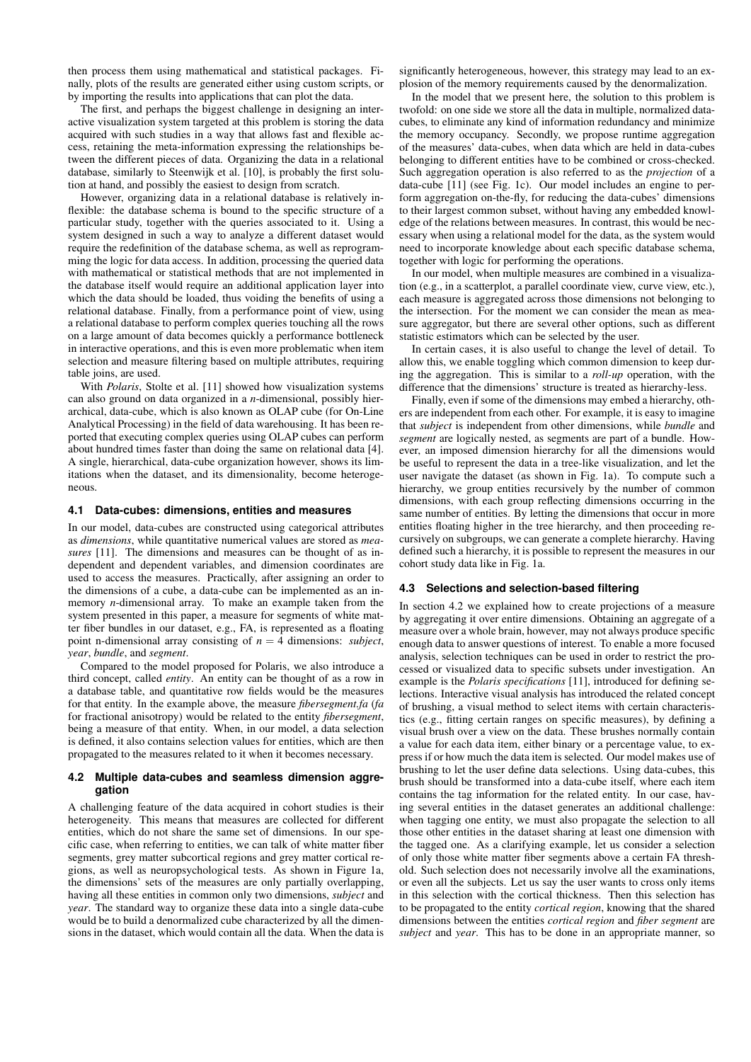then process them using mathematical and statistical packages. Finally, plots of the results are generated either using custom scripts, or by importing the results into applications that can plot the data.

The first, and perhaps the biggest challenge in designing an interactive visualization system targeted at this problem is storing the data acquired with such studies in a way that allows fast and flexible access, retaining the meta-information expressing the relationships between the different pieces of data. Organizing the data in a relational database, similarly to Steenwijk et al. [10], is probably the first solution at hand, and possibly the easiest to design from scratch.

However, organizing data in a relational database is relatively inflexible: the database schema is bound to the specific structure of a particular study, together with the queries associated to it. Using a system designed in such a way to analyze a different dataset would require the redefinition of the database schema, as well as reprogramming the logic for data access. In addition, processing the queried data with mathematical or statistical methods that are not implemented in the database itself would require an additional application layer into which the data should be loaded, thus voiding the benefits of using a relational database. Finally, from a performance point of view, using a relational database to perform complex queries touching all the rows on a large amount of data becomes quickly a performance bottleneck in interactive operations, and this is even more problematic when item selection and measure filtering based on multiple attributes, requiring table joins, are used.

With *Polaris*, Stolte et al. [11] showed how visualization systems can also ground on data organized in a *n*-dimensional, possibly hierarchical, data-cube, which is also known as OLAP cube (for On-Line Analytical Processing) in the field of data warehousing. It has been reported that executing complex queries using OLAP cubes can perform about hundred times faster than doing the same on relational data [4]. A single, hierarchical, data-cube organization however, shows its limitations when the dataset, and its dimensionality, become heterogeneous.

### 4.1 Data-cubes: dimensions, entities and measures

In our model, data-cubes are constructed using categorical attributes as *dimensions*, while quantitative numerical values are stored as *measures* [11]. The dimensions and measures can be thought of as independent and dependent variables, and dimension coordinates are used to access the measures. Practically, after assigning an order to the dimensions of a cube, a data-cube can be implemented as an in-memory *n*-dimensional array. To make an example taken from the system presented in this paper, a measure for segments of white matter fiber bundles in our dataset, e.g., FA, is represented as a floating point n-dimensional array consisting of $n = 4$ dimensions: *subject*, *year*, *bundle*, and *segment*.

Compared to the model proposed for Polaris, we also introduce a third concept, called *entity*. An entity can be thought of as a row in a database table, and quantitative row fields would be the measures for that entity. In the example above, the measure *fibersegment.fa* (*fa* for fractional anisotropy) would be related to the entity *fibersegment*, being a measure of that entity. When, in our model, a data selection is defined, it also contains selection values for entities, which are then propagated to the measures related to it when it becomes necessary.

### 4.2 Multiple data-cubes and seamless dimension aggregation

A challenging feature of the data acquired in cohort studies is their heterogeneity. This means that measures are collected for different entities, which do not share the same set of dimensions. In our specific case, when referring to entities, we can talk of white matter fiber segments, grey matter subcortical regions and grey matter cortical regions, as well as neuropsychological tests. As shown in Figure 1a, the dimensions' sets of the measures are only partially overlapping, having all these entities in common only two dimensions, *subject* and *year*. The standard way to organize these data into a single data-cube would be to build a denormalized cube characterized by all the dimensions in the dataset, which would contain all the data. When the data is significantly heterogeneous, however, this strategy may lead to an explosion of the memory requirements caused by the denormalization.

In the model that we present here, the solution to this problem is twofold: on one side we store all the data in multiple, normalized data-cubes, to eliminate any kind of information redundancy and minimize the memory occupancy. Secondly, we propose runtime aggregation of the measures' data-cubes, when data which are held in data-cubes belonging to different entities have to be combined or cross-checked. Such aggregation operation is also referred to as the *projection* of a data-cube [11] (see Fig. 1c). Our model includes an engine to perform aggregation on-the-fly, for reducing the data-cubes' dimensions to their largest common subset, without having any embedded knowledge of the relations between measures. In contrast, this would be necessary when using a relational model for the data, as the system would need to incorporate knowledge about each specific database schema, together with logic for performing the operations.

In our model, when multiple measures are combined in a visualization (e.g., in a scatterplot, a parallel coordinate view, curve view, etc.), each measure is aggregated across those dimensions not belonging to the intersection. For the moment we can consider the mean as measure aggregator, but there are several other options, such as different statistic estimators which can be selected by the user.

In certain cases, it is also useful to change the level of detail. To allow this, we enable toggling which common dimension to keep during the aggregation. This is similar to a *roll-up* operation, with the difference that the dimensions' structure is treated as hierarchy-less.

Finally, even if some of the dimensions may embed a hierarchy, others are independent from each other. For example, it is easy to imagine that *subject* is independent from other dimensions, while *bundle* and *segment* are logically nested, as segments are part of a bundle. However, an imposed dimension hierarchy for all the dimensions would be useful to represent the data in a tree-like visualization, and let the user navigate the dataset (as shown in Fig. 1a). To compute such a hierarchy, we group entities recursively by the number of common dimensions, with each group reflecting dimensions occurring in the same number of entities. By letting the dimensions that occur in more entities floating higher in the tree hierarchy, and then proceeding recursively on subgroups, we can generate a complete hierarchy. Having defined such a hierarchy, it is possible to represent the measures in our cohort study data like in Fig. 1a.

### 4.3 Selections and selection-based filtering

In section 4.2 we explained how to create projections of a measure by aggregating it over entire dimensions. Obtaining an aggregate of a measure over a whole brain, however, may not always produce specific enough data to answer questions of interest. To enable a more focused analysis, selection techniques can be used in order to restrict the processed or visualized data to specific subsets under investigation. An example is the *Polaris specifications* [11], introduced for defining selections. Interactive visual analysis has introduced the related concept of brushing, a visual method to select items with certain characteristics (e.g., fitting certain ranges on specific measures), by defining a visual brush over a view on the data. These brushes normally contain a value for each data item, either binary or a percentage value, to express if or how much the data item is selected. Our model makes use of brushing to let the user define data selections. Using data-cubes, this brush should be transformed into a data-cube itself, where each item contains the tag information for the related entity. In our case, having several entities in the dataset generates an additional challenge: when tagging one entity, we must also propagate the selection to all those other entities in the dataset sharing at least one dimension with the tagged one. As a clarifying example, let us consider a selection of only those white matter fiber segments above a certain FA threshold. Such selection does not necessarily involve all the examinations, or even all the subjects. Let us say the user wants to cross only items in this selection with the cortical thickness. Then this selection has to be propagated to the entity *cortical region*, knowing that the shared dimensions between the entities *cortical region* and *fiber segment* are *subject* and *year*. This has to be done in an appropriate manner, so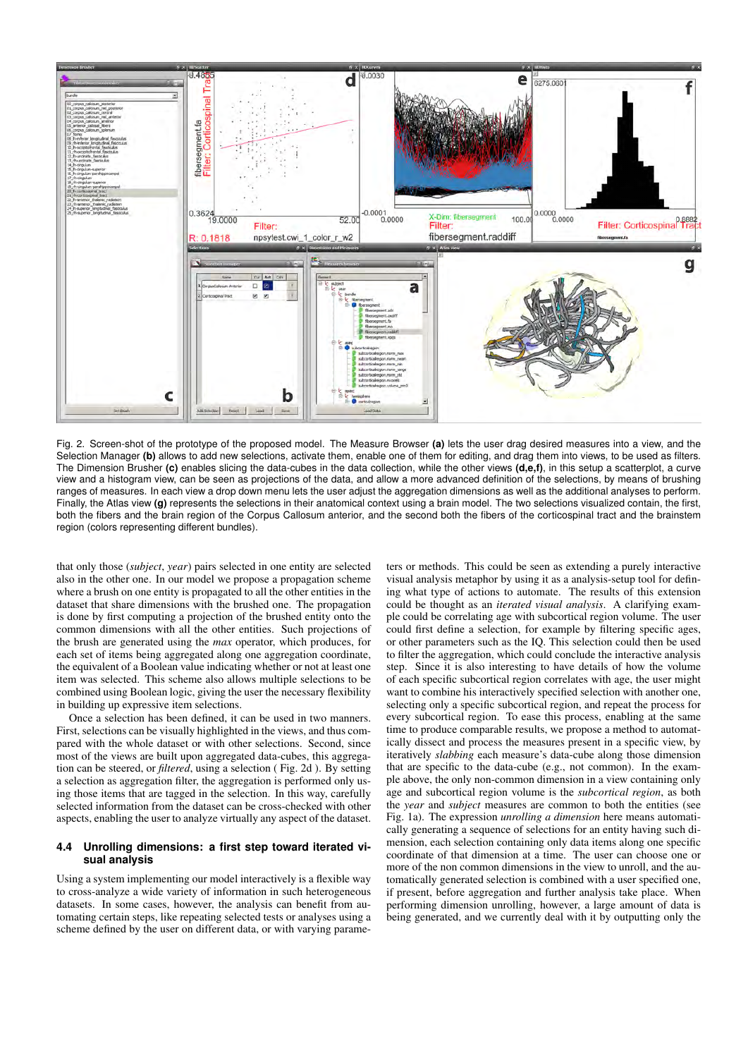Fig. 2. Screen-shot of the prototype of the proposed model. The Measure Browser **(a)** lets the user drag desired measures into a view, and the Selection Manager **(b)** allows to add new selections, activate them, enable one of them for editing, and drag them into views, to be used as filters. The Dimension Brusher **(c)** enables slicing the data-cubes in the data collection, while the other views **(d,e,f)**, in this setup a scatterplot, a curve view and a histogram view, can be seen as projections of the data, and allow a more advanced definition of the selections, by means of brushing ranges of measures. In each view a drop down menu lets the user adjust the aggregation dimensions and the additional analyses to perform. Finally, the Atlas view **(g)** represents the selections in their anatomical context using a brain model. The two selections visualized contain, the first, both the fibers and the brain region of the Corpus Callosum anterior, and the second both the fibers of the corticospinal tract and the brainstem region (colors representing different bundles).

that only those (*subject*, *year*) pairs selected in one entity are selected also in the other one. In our model we propose a propagation scheme where a brush on one entity is propagated to all the other entities in the dataset that share dimensions with the brushed one. The propagation is done by first computing a projection of the brushed entity onto the common dimensions with all the other entities. Such projections of the brush are generated using the *max* operator, which produces, for each set of items being aggregated along one aggregation coordinate, the equivalent of a Boolean value indicating whether or not at least one item was selected. This scheme also allows multiple selections to be combined using Boolean logic, giving the user the necessary flexibility in building up expressive item selections.

Once a selection has been defined, it can be used in two manners. First, selections can be visually highlighted in the views, and thus compared with the whole dataset or with other selections. Second, since most of the views are built upon aggregated data-cubes, this aggregation can be steered, or *filtered*, using a selection ( Fig. 2d ). By setting a selection as aggregation filter, the aggregation is performed only using those items that are tagged in the selection. In this way, carefully selected information from the dataset can be cross-checked with other aspects, enabling the user to analyze virtually any aspect of the dataset.

### 4.4 Unrolling dimensions: a first step toward iterated visual analysis

Using a system implementing our model interactively is a flexible way to cross-analyze a wide variety of information in such heterogeneous datasets. In some cases, however, the analysis can benefit from automating certain steps, like repeating selected tests or analyses using a scheme defined by the user on different data, or with varying parameters or methods. This could be seen as extending a purely interactive visual analysis metaphor by using it as a analysis-setup tool for defining what type of actions to automate. The results of this extension could be thought as an *iterated visual analysis*. A clarifying example could be correlating age with subcortical region volume. The user could first define a selection, for example by filtering specific ages, or other parameters such as the IQ. This selection could then be used to filter the aggregation, which could conclude the interactive analysis step. Since it is also interesting to have details of how the volume of each specific subcortical region correlates with age, the user might want to combine his interactively specified selection with another one, selecting only a specific subcortical region, and repeat the process for every subcortical region. To ease this process, enabling at the same time to produce comparable results, we propose a method to automatically dissect and process the measures present in a specific view, by iteratively *slabbing* each measure's data-cube along those dimension that are specific to the data-cube (e.g., not common). In the example above, the only non-common dimension in a view containing only age and subcortical region volume is the *subcortical region*, as both the *year* and *subject* measures are common to both the entities (see Fig. 1a). The expression *unrolling a dimension* here means automatically generating a sequence of selections for an entity having such dimension, each selection containing only data items along one specific coordinate of that dimension at a time. The user can choose one or more of the non common dimensions in the view to unroll, and the automatically generated selection is combined with a user specified one, if present, before aggregation and further analysis take place. When performing dimension unrolling, however, a large amount of data is being generated, and we currently deal with it by outputting only the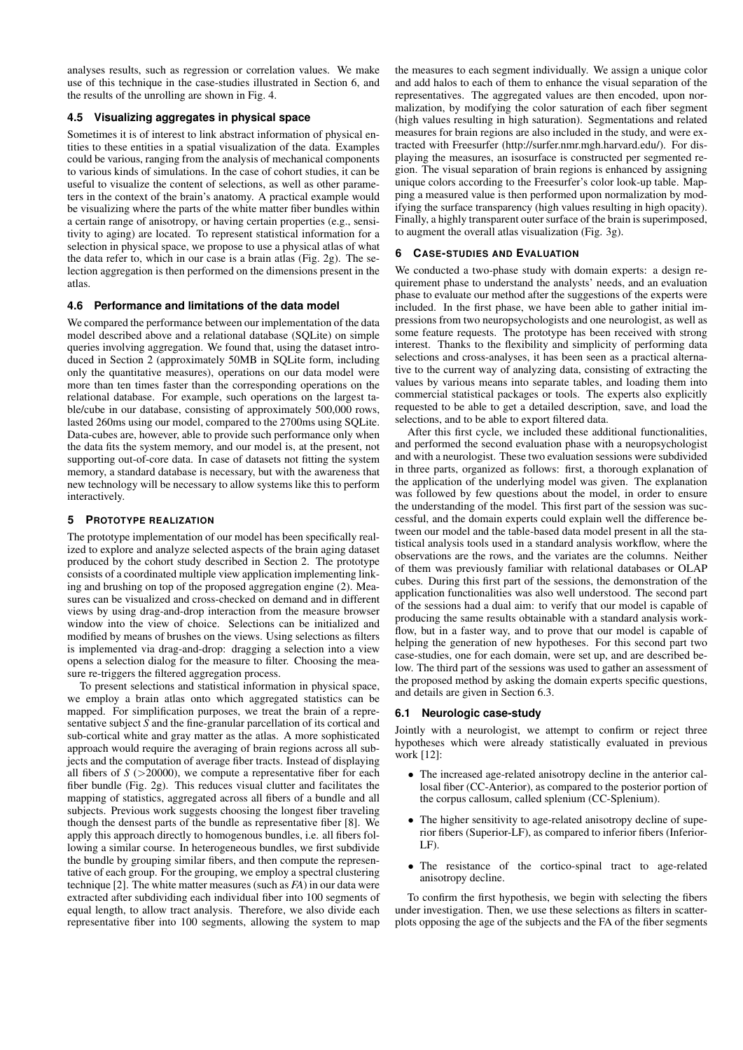analyses results, such as regression or correlation values. We make use of this technique in the case-studies illustrated in Section 6, and the results of the unrolling are shown in Fig. 4.

### 4.5 Visualizing aggregates in physical space

Sometimes it is of interest to link abstract information of physical entities to these entities in a spatial visualization of the data. Examples could be various, ranging from the analysis of mechanical components to various kinds of simulations. In the case of cohort studies, it can be useful to visualize the content of selections, as well as other parameters in the context of the brain's anatomy. A practical example would be visualizing where the parts of the white matter fiber bundles within a certain range of anisotropy, or having certain properties (e.g., sensitivity to aging) are located. To represent statistical information for a selection in physical space, we propose to use a physical atlas of what the data refer to, which in our case is a brain atlas (Fig. 2g). The selection aggregation is then performed on the dimensions present in the atlas.

### 4.6 Performance and limitations of the data model

We compared the performance between our implementation of the data model described above and a relational database (SQLite) on simple queries involving aggregation. We found that, using the dataset introduced in Section 2 (approximately 50MB in SQLite form, including only the quantitative measures), operations on our data model were more than ten times faster than the corresponding operations on the relational database. For example, such operations on the largest table/cube in our database, consisting of approximately 500,000 rows, lasted 260ms using our model, compared to the 2700ms using SQLite. Data-cubes are, however, able to provide such performance only when the data fits the system memory, and our model is, at the present, not supporting out-of-core data. In case of datasets not fitting the system memory, a standard database is necessary, but with the awareness that new technology will be necessary to allow systems like this to perform interactively.

## 5 Prototype Realization

The prototype implementation of our model has been specifically realized to explore and analyze selected aspects of the brain aging dataset produced by the cohort study described in Section 2. The prototype consists of a coordinated multiple view application implementing linking and brushing on top of the proposed aggregation engine (2). Measures can be visualized and cross-checked on demand and in different views by using drag-and-drop interaction from the measure browser window into the view of choice. Selections can be initialized and modified by means of brushes on the views. Using selections as filters is implemented via drag-and-drop: dragging a selection into a view opens a selection dialog for the measure to filter. Choosing the measure re-triggers the filtered aggregation process.

To present selections and statistical information in physical space, we employ a brain atlas onto which aggregated statistics can be mapped. For simplification purposes, we treat the brain of a representative subject $S$ and the fine-granular parcellation of its cortical and sub-cortical white and gray matter as the atlas. A more sophisticated approach would require the averaging of brain regions across all subjects and the computation of average fiber tracts. Instead of displaying all fibers of $S$ ($>$20000), we compute a representative fiber for each fiber bundle (Fig. 2g). This reduces visual clutter and facilitates the mapping of statistics, aggregated across all fibers of a bundle and all subjects. Previous work suggests choosing the longest fiber traveling though the densest parts of the bundle as representative fiber [8]. We apply this approach directly to homogenous bundles, i.e. all fibers following a similar course. In heterogeneous bundles, we first subdivide the bundle by grouping similar fibers, and then compute the representative of each group. For the grouping, we employ a spectral clustering technique [2]. The white matter measures (such as *FA*) in our data were extracted after subdividing each individual fiber into 100 segments of equal length, to allow tract analysis. Therefore, we also divide each representative fiber into 100 segments, allowing the system to map the measures to each segment individually. We assign a unique color and add halos to each of them to enhance the visual separation of the representatives. The aggregated values are then encoded, upon normalization, by modifying the color saturation of each fiber segment (high values resulting in high saturation). Segmentations and related measures for brain regions are also included in the study, and were extracted with Freesurfer (http://surfer.nmr.mgh.harvard.edu/). For displaying the measures, an isosurface is constructed per segmented region. The visual separation of brain regions is enhanced by assigning unique colors according to the Freesurfer's color look-up table. Mapping a measured value is then performed upon normalization by modifying the surface transparency (high values resulting in high opacity). Finally, a highly transparent outer surface of the brain is superimposed, to augment the overall atlas visualization (Fig. 3g).

## 6 Case-studies and Evaluation

We conducted a two-phase study with domain experts: a design requirement phase to understand the analysts' needs, and an evaluation phase to evaluate our method after the suggestions of the experts were included. In the first phase, we have been able to gather initial impressions from two neuropsychologists and one neurologist, as well as some feature requests. The prototype has been received with strong interest. Thanks to the flexibility and simplicity of performing data selections and cross-analyses, it has been seen as a practical alternative to the current way of analyzing data, consisting of extracting the values by various means into separate tables, and loading them into commercial statistical packages or tools. The experts also explicitly requested to be able to get a detailed description, save, and load the selections, and to be able to export filtered data.

After this first cycle, we included these additional functionalities, and performed the second evaluation phase with a neuropsychologist and with a neurologist. These two evaluation sessions were subdivided in three parts, organized as follows: first, a thorough explanation of the application of the underlying model was given. The explanation was followed by few questions about the model, in order to ensure the understanding of the model. This first part of the session was successful, and the domain experts could explain well the difference between our model and the table-based data model present in all the statistical analysis tools used in a standard analysis workflow, where the observations are the rows, and the variates are the columns. Neither of them was previously familiar with relational databases or OLAP cubes. During this first part of the sessions, the demonstration of the application functionalities was also well understood. The second part of the sessions had a dual aim: to verify that our model is capable of producing the same results obtainable with a standard analysis workflow, but in a faster way, and to prove that our model is capable of helping the generation of new hypotheses. For this second part two case-studies, one for each domain, were set up, and are described below. The third part of the sessions was used to gather an assessment of the proposed method by asking the domain experts specific questions, and details are given in Section 6.3.

### 6.1 Neurologic case-study

Jointly with a neurologist, we attempt to confirm or reject three hypotheses which were already statistically evaluated in previous work [12]:

- The increased age-related anisotropy decline in the anterior callosal fiber (CC-Anterior), as compared to the posterior portion of the corpus callosum, called splenium (CC-Splenium).
- The higher sensitivity to age-related anisotropy decline of superior fibers (Superior-LF), as compared to inferior fibers (Inferior-LF).
- The resistance of the cortico-spinal tract to age-related anisotropy decline.

To confirm the first hypothesis, we begin with selecting the fibers under investigation. Then, we use these selections as filters in scatterplots opposing the age of the subjects and the FA of the fiber segments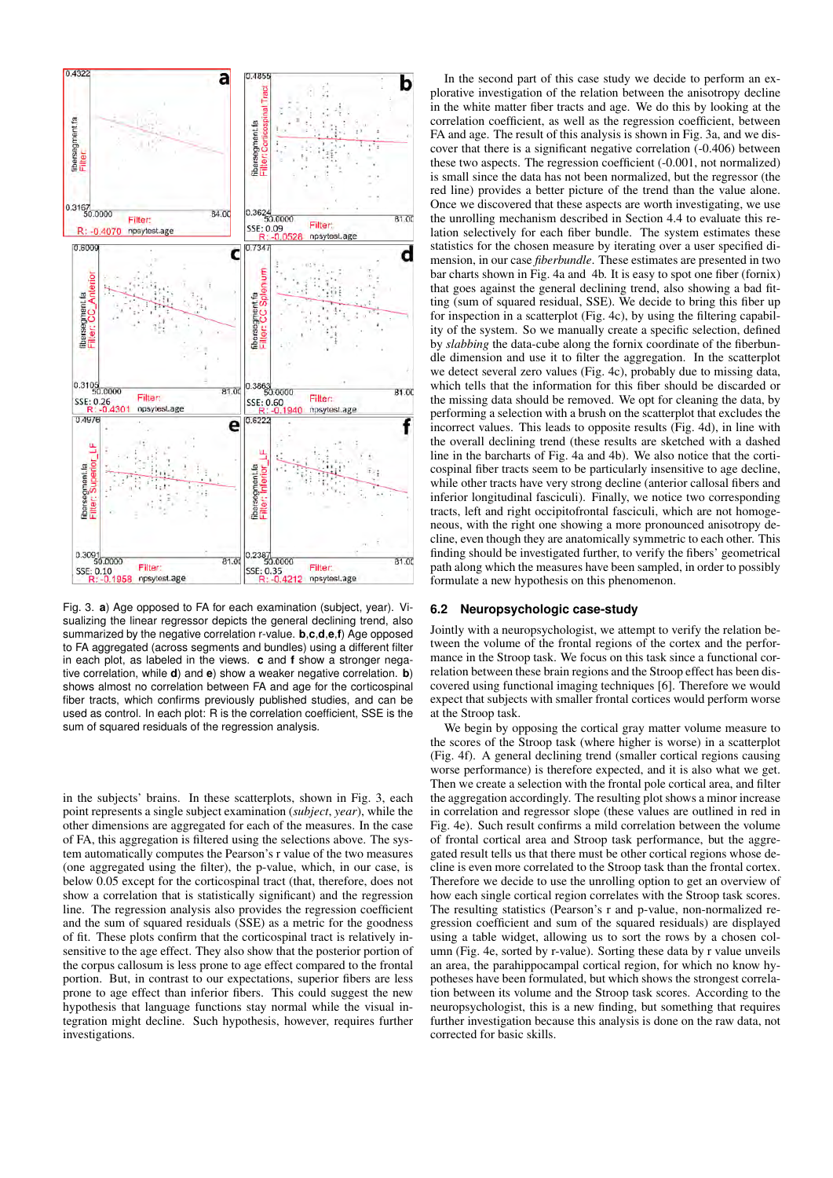Fig. 3. **a**) Age opposed to FA for each examination (subject, year). Visualizing the linear regressor depicts the general declining trend, also summarized by the negative correlation r-value. **b**,**c**,**d**,**e**,**f**) Age opposed to FA aggregated (across segments and bundles) using a different filter in each plot, as labeled in the views. **c** and **f** show a stronger negative correlation, while **d**) and **e**) show a weaker negative correlation. **b**) shows almost no correlation between FA and age for the corticospinal fiber tracts, which confirms previously published studies, and can be used as control. In each plot: R is the correlation coefficient, SSE is the sum of squared residuals of the regression analysis.

in the subjects' brains. In these scatterplots, shown in Fig. 3, each point represents a single subject examination (*subject*, *year*), while the other dimensions are aggregated for each of the measures. In the case of FA, this aggregation is filtered using the selections above. The system automatically computes the Pearson's r value of the two measures (one aggregated using the filter), the p-value, which, in our case, is below 0.05 except for the corticospinal tract (that, therefore, does not show a correlation that is statistically significant) and the regression line. The regression analysis also provides the regression coefficient and the sum of squared residuals (SSE) as a metric for the goodness of fit. These plots confirm that the corticospinal tract is relatively insensitive to the age effect. They also show that the posterior portion of the corpus callosum is less prone to age effect compared to the frontal portion. But, in contrast to our expectations, superior fibers are less prone to age effect than inferior fibers. This could suggest the new hypothesis that language functions stay normal while the visual integration might decline. Such hypothesis, however, requires further investigations.

In the second part of this case study we decide to perform an explorative investigation of the relation between the anisotropy decline in the white matter fiber tracts and age. We do this by looking at the correlation coefficient, as well as the regression coefficient, between FA and age. The result of this analysis is shown in Fig. 3a, and we discover that there is a significant negative correlation (-0.406) between these two aspects. The regression coefficient (-0.001, not normalized) is small since the data has not been normalized, but the regressor (the red line) provides a better picture of the trend than the value alone. Once we discovered that these aspects are worth investigating, we use the unrolling mechanism described in Section 4.4 to evaluate this relation selectively for each fiber bundle. The system estimates these statistics for the chosen measure by iterating over a user specified dimension, in our case *fiberbundle*. These estimates are presented in two bar charts shown in Fig. 4a and 4b. It is easy to spot one fiber (fornix) that goes against the general declining trend, also showing a bad fitting (sum of squared residual, SSE). We decide to bring this fiber up for inspection in a scatterplot (Fig. 4c), by using the filtering capability of the system. So we manually create a specific selection, defined by *slabbing* the data-cube along the fornix coordinate of the fiberbundle dimension and use it to filter the aggregation. In the scatterplot we detect several zero values (Fig. 4c), probably due to missing data, which tells that the information for this fiber should be discarded or the missing data should be removed. We opt for cleaning the data, by performing a selection with a brush on the scatterplot that excludes the incorrect values. This leads to opposite results (Fig. 4d), in line with the overall declining trend (these results are sketched with a dashed line in the barcharts of Fig. 4a and 4b). We also notice that the corticospinal fiber tracts seem to be particularly insensitive to age decline, while other tracts have very strong decline (anterior callosal fibers and inferior longitudinal fasciculi). Finally, we notice two corresponding tracts, left and right occipitofrontal fasciculi, which are not homogeneous, with the right one showing a more pronounced anisotropy decline, even though they are anatomically symmetric to each other. This finding should be investigated further, to verify the fibers' geometrical path along which the measures have been sampled, in order to possibly formulate a new hypothesis on this phenomenon.

## 6.2 Neuropsychologic case-study

Jointly with a neuropsychologist, we attempt to verify the relation between the volume of the frontal regions of the cortex and the performance in the Stroop task. We focus on this task since a functional correlation between these brain regions and the Stroop effect has been discovered using functional imaging techniques [6]. Therefore we would expect that subjects with smaller frontal cortices would perform worse at the Stroop task.

We begin by opposing the cortical gray matter volume measure to the scores of the Stroop task (where higher is worse) in a scatterplot (Fig. 4f). A general declining trend (smaller cortical regions causing worse performance) is therefore expected, and it is also what we get. Then we create a selection with the frontal pole cortical area, and filter the aggregation accordingly. The resulting plot shows a minor increase in correlation and regressor slope (these values are outlined in red in Fig. 4e). Such result confirms a mild correlation between the volume of frontal cortical area and Stroop task performance, but the aggregated result tells us that there must be other cortical regions whose decline is even more correlated to the Stroop task than the frontal cortex. Therefore we decide to use the unrolling option to get an overview of how each single cortical region correlates with the Stroop task scores. The resulting statistics (Pearson's r and p-value, non-normalized regression coefficient and sum of the squared residuals) are displayed using a table widget, allowing us to sort the rows by a chosen column (Fig. 4e, sorted by r-value). Sorting these data by r value unveils an area, the parahippocampal cortical region, for which no know hypotheses have been formulated, but which shows the strongest correlation between its volume and the Stroop task scores. According to the neuropsychologist, this is a new finding, but something that requires further investigation because this analysis is done on the raw data, not corrected for basic skills.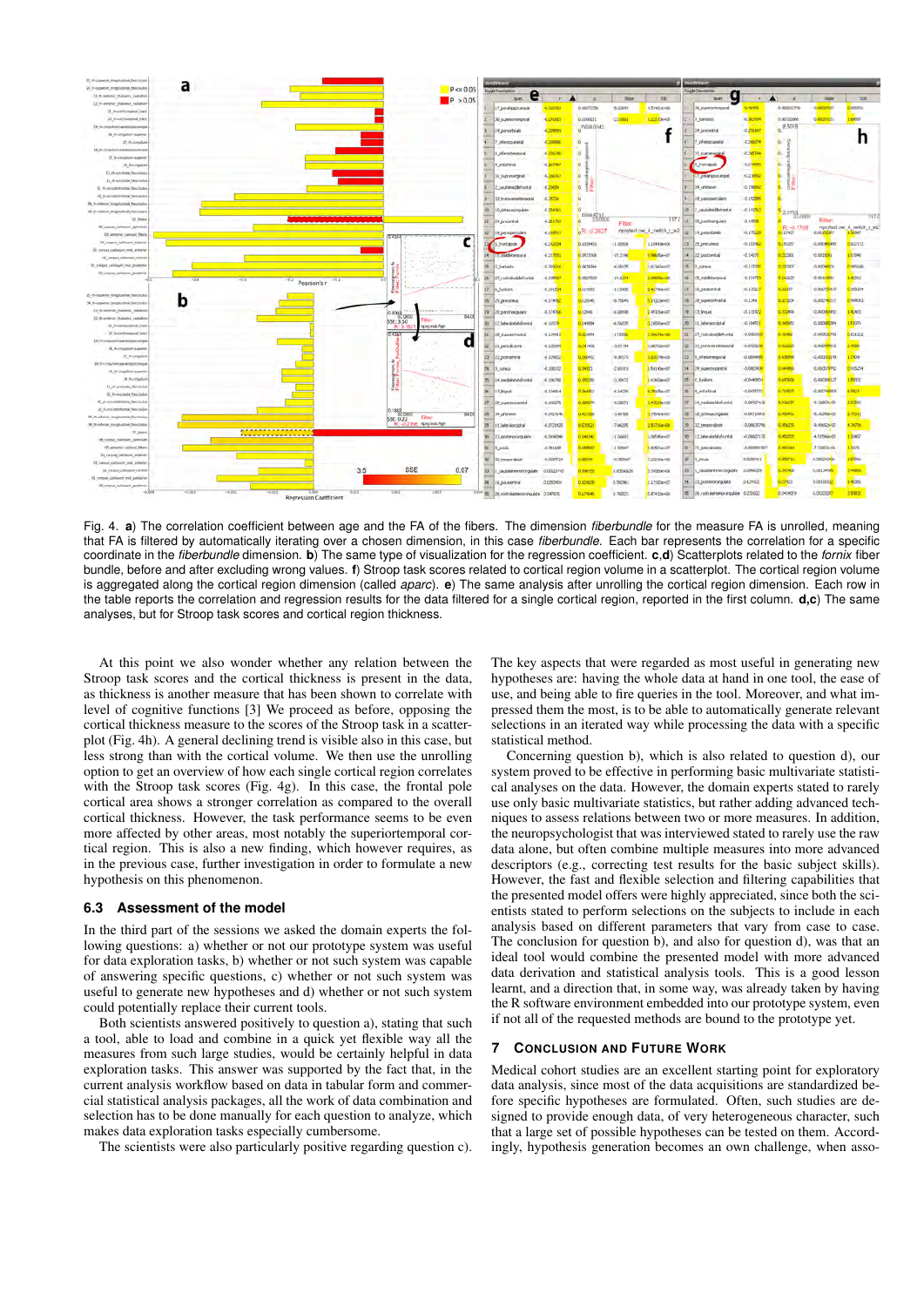Fig. 4. **a**) The correlation coefficient between age and the FA of the fibers. The dimension *fiberbundle* for the measure FA is unrolled, meaning that FA is filtered by automatically iterating over a chosen dimension, in this case *fiberbundle*. Each bar represents the correlation for a specific coordinate in the *fiberbundle* dimension. **b**) The same type of visualization for the regression coefficient. **c**,**d**) Scatterplots related to the *fornix* fiber bundle, before and after excluding wrong values. **f**) Stroop task scores related to cortical region volume in a scatterplot. The cortical region volume is aggregated along the cortical region dimension (called *aparc*). **e**) The same analysis after unrolling the cortical region dimension. Each row in the table reports the correlation and regression results for the data filtered for a single cortical region, reported in the first column. **d**,**c**) The same analyses, but for Stroop task scores and cortical region thickness.

At this point we also wonder whether any relation between the Stroop task scores and the cortical thickness is present in the data, as thickness is another measure that has been shown to correlate with level of cognitive functions [3] We proceed as before, opposing the cortical thickness measure to the scores of the Stroop task in a scatterplot (Fig. 4h). A general declining trend is visible also in this case, but less strong than with the cortical volume. We then use the unrolling option to get an overview of how each single cortical region correlates with the Stroop task scores (Fig. 4g). In this case, the frontal pole cortical area shows a stronger correlation as compared to the overall cortical thickness. However, the task performance seems to be even more affected by other areas, most notably the superiortemporal cortical region. This is also a new finding, which however requires, as in the previous case, further investigation in order to formulate a new hypothesis on this phenomenon.

### 6.3 Assessment of the model

In the third part of the sessions we asked the domain experts the following questions: a) whether or not our prototype system was useful for data exploration tasks, b) whether or not such system was capable of answering specific questions, c) whether or not such system was useful to generate new hypotheses and d) whether or not such system could potentially replace their current tools.

Both scientists answered positively to question a), stating that such a tool, able to load and combine in a quick yet flexible way all the measures from such large studies, would be certainly helpful in data exploration tasks. This answer was supported by the fact that, in the current analysis workflow based on data in tabular form and commercial statistical analysis packages, all the work of data combination and selection has to be done manually for each question to analyze, which makes data exploration tasks especially cumbersome.

The scientists were also particularly positive regarding question c). The key aspects that were regarded as most useful in generating new hypotheses are: having the whole data at hand in one tool, the ease of use, and being able to fire queries in the tool. Moreover, and what impressed them the most, is to be able to automatically generate relevant selections in an iterated way while processing the data with a specific statistical method.

Concerning question b), which is also related to question d), our system proved to be effective in performing basic multivariate statistical analyses on the data. However, the domain experts stated to rarely use only basic multivariate statistics, but rather adding advanced techniques to assess relations between two or more measures. In addition, the neuropsychologist that was interviewed stated to rarely use the raw data alone, but often combine multiple measures into more advanced descriptors (e.g., correcting test results for the basic subject skills). However, the fast and flexible selection and filtering capabilities that the presented model offers were highly appreciated, since both the scientists stated to perform selections on the subjects to include in each analysis based on different parameters that vary from case to case. The conclusion for question b), and also for question d), was that an ideal tool would combine the presented model with more advanced data derivation and statistical analysis tools. This is a good lesson learnt, and a direction that, in some way, was already taken by having the R software environment embedded into our prototype system, even if not all of the requested methods are bound to the prototype yet.

## 7 Conclusion and Future Work

Medical cohort studies are an excellent starting point for exploratory data analysis, since most of the data acquisitions are standardized before specific hypotheses are formulated. Often, such studies are designed to provide enough data, of very heterogeneous character, such that a large set of possible hypotheses can be tested on them. Accordingly, hypothesis generation becomes an own challenge, when asso-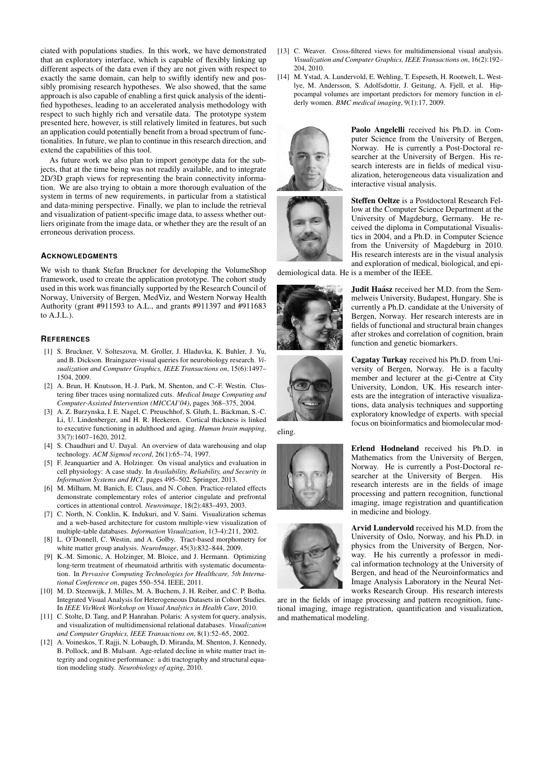ciated with populations studies. In this work, we have demonstrated that an exploratory interface, which is capable of flexibly linking up different aspects of the data even if they are not given with respect to exactly the same domain, can help to swiftly identify new and possibly promising research hypotheses. We also showed, that the same approach is also capable of enabling a first quick analysis of the identified hypotheses, leading to an accelerated analysis methodology with respect to such highly rich and versatile data. The prototype system presented here, however, is still relatively limited in features, but such an application could potentially benefit from a broad spectrum of functionalities. In future, we plan to continue in this research direction, and extend the capabilities of this tool.

As future work we also plan to import genotype data for the subjects, that at the time being was not readily available, and to integrate 2D/3D graph views for representing the brain connectivity information. We are also trying to obtain a more thorough evaluation of the system in terms of new requirements, in particular from a statistical and data-mining perspective. Finally, we plan to include the retrieval and visualization of patient-specific image data, to assess whether outliers originate from the image data, or whether they are the result of an erroneous derivation process.

## Acknowledgments

We wish to thank Stefan Bruckner for developing the VolumeShop framework, used to create the application prototype. The cohort study used in this work was financially supported by the Research Council of Norway, University of Bergen, MedViz, and Western Norway Health Authority (grant #911593 to A.L., and grants #911397 and #911683 to A.J.L.).

## References

[1] S. Bruckner, V. Solteszova, M. Groller, J. Hladuvka, K. Buhler, J. Yu, and B. Dickson. Braingazer-visual queries for neurobiology research. *Visualization and Computer Graphics, IEEE Transactions on*, 15(6):1497–1504, 2009.

[2] A. Brun, H. Knutsson, H.-J. Park, M. Shenton, and C.-F. Westin. Clustering fiber traces using normalized cuts. *Medical Image Computing and Computer-Assisted Intervention (MICCAI'04)*, pages 368–375, 2004.

[3] A. Z. Burzynska, I. E. Nagel, C. Preuschhof, S. Gluth, L. Bäckman, S.-C. Li, U. Lindenberger, and H. R. Heekeren. Cortical thickness is linked to executive functioning in adulthood and aging. *Human brain mapping*, 33(7):1607–1620, 2012.

[4] S. Chaudhuri and U. Dayal. An overview of data warehousing and olap technology. *ACM Sigmod record*, 26(1):65–74, 1997.

[5] F. Jeanquartier and A. Holzinger. On visual analytics and evaluation in cell physiology: A case study. In *Availability, Reliability, and Security in Information Systems and HCI*, pages 495–502. Springer, 2013.

[6] M. Milham, M. Banich, E. Claus, and N. Cohen. Practice-related effects demonstrate complementary roles of anterior cingulate and prefrontal cortices in attentional control. *Neuroimage*, 18(2):483–493, 2003.

[7] C. North, N. Conklin, K. Indukuri, and V. Saini. Visualization schemas and a web-based architecture for custom multiple-view visualization of multiple-table databases. *Information Visualization*, 1(3-4):211, 2002.

[8] L. O'Donnell, C. Westin, and A. Golby. Tract-based morphometry for white matter group analysis. *NeuroImage*, 45(3):832–844, 2009.

[9] K.-M. Simonic, A. Holzinger, M. Bloice, and J. Hermann. Optimizing long-term treatment of rheumatoid arthritis with systematic documentation. In *Pervasive Computing Technologies for Healthcare, 5th International Conference on*, pages 550–554. IEEE, 2011.

[10] M. D. Steenwijk, J. Milles, M. A. Buchem, J. H. Reiber, and C. P. Botha. Integrated Visual Analysis for Heterogeneous Datasets in Cohort Studies. In *IEEE VisWeek Workshop on Visual Analytics in Health Care*, 2010.

[11] C. Stolte, D. Tang, and P. Hanrahan. Polaris: A system for query, analysis, and visualization of multidimensional relational databases. *Visualization and Computer Graphics, IEEE Transactions on*, 8(1):52–65, 2002.

[12] A. Voineskos, T. Rajji, N. Lobaugh, D. Miranda, M. Shenton, J. Kennedy, B. Pollock, and B. Mulsant. Age-related decline in white matter tract integrity and cognitive performance: a dti tractography and structural equation modeling study. *Neurobiology of aging*, 2010.

[13] C. Weaver. Cross-filtered views for multidimensional visual analysis. *Visualization and Computer Graphics, IEEE Transactions on*, 16(2):192–204, 2010.

[14] M. Ystad, A. Lundervold, E. Wehling, T. Espeseth, H. Rootwelt, L. Westlye, M. Andersson, S. Adolfsdottir, J. Geitung, A. Fjell, et al. Hippocampal volumes are important predictors for memory function in elderly women. *BMC medical imaging*, 9(1):17, 2009.

**Paolo Angelelli** received his Ph.D. in Computer Science from the University of Bergen, Norway. He is currently a Post-Doctoral researcher at the University of Bergen. His research interests are in fields of medical visualization, heterogeneous data visualization and interactive visual analysis.

**Steffen Oeltze** is a Postdoctoral Research Fellow at the Computer Science Department at the University of Magdeburg, Germany. He received the diploma in Computational Visualistics in 2004, and a Ph.D. in Computer Science from the University of Magdeburg in 2010. His research interests are in the visual analysis and exploration of medical, biological, and epidemiological data. He is a member of the IEEE.

**Judit Haász** received her M.D. from the Semmelweis University, Budapest, Hungary. She is currently a Ph.D. candidate at the University of Bergen, Norway. Her research interests are in fields of functional and structural brain changes after strokes and correlation of cognition, brain function and genetic biomarkers.

**Cagatay Turkay** received his Ph.D. from University of Bergen, Norway. He is a faculty member and lecturer at the gi-Centre at City University, London, UK. His research interests are the integration of interactive visualizations, data analysis techniques and supporting exploratory knowledge of experts. with special focus on bioinformatics and biomolecular modeling.

**Erlend Hodneland** received his Ph.D. in Mathematics from the University of Bergen, Norway. He is currently a Post-Doctoral researcher at the University of Bergen. His research interests are in the fields of image processing and pattern recognition, functional imaging, image registration and quantification in medicine and biology.

**Arvid Lundervold** received his M.D. from the University of Oslo, Norway, and his Ph.D. in physics from the University of Bergen, Norway. He his currently a professor in medical information technology at the University of Bergen, and head of the Neuroinformatics and Image Analysis Laboratory in the Neural Networks Research Group. His research interests are in the fields of image processing and pattern recognition, functional imaging, image registration, quantification and visualization, and mathematical modeling.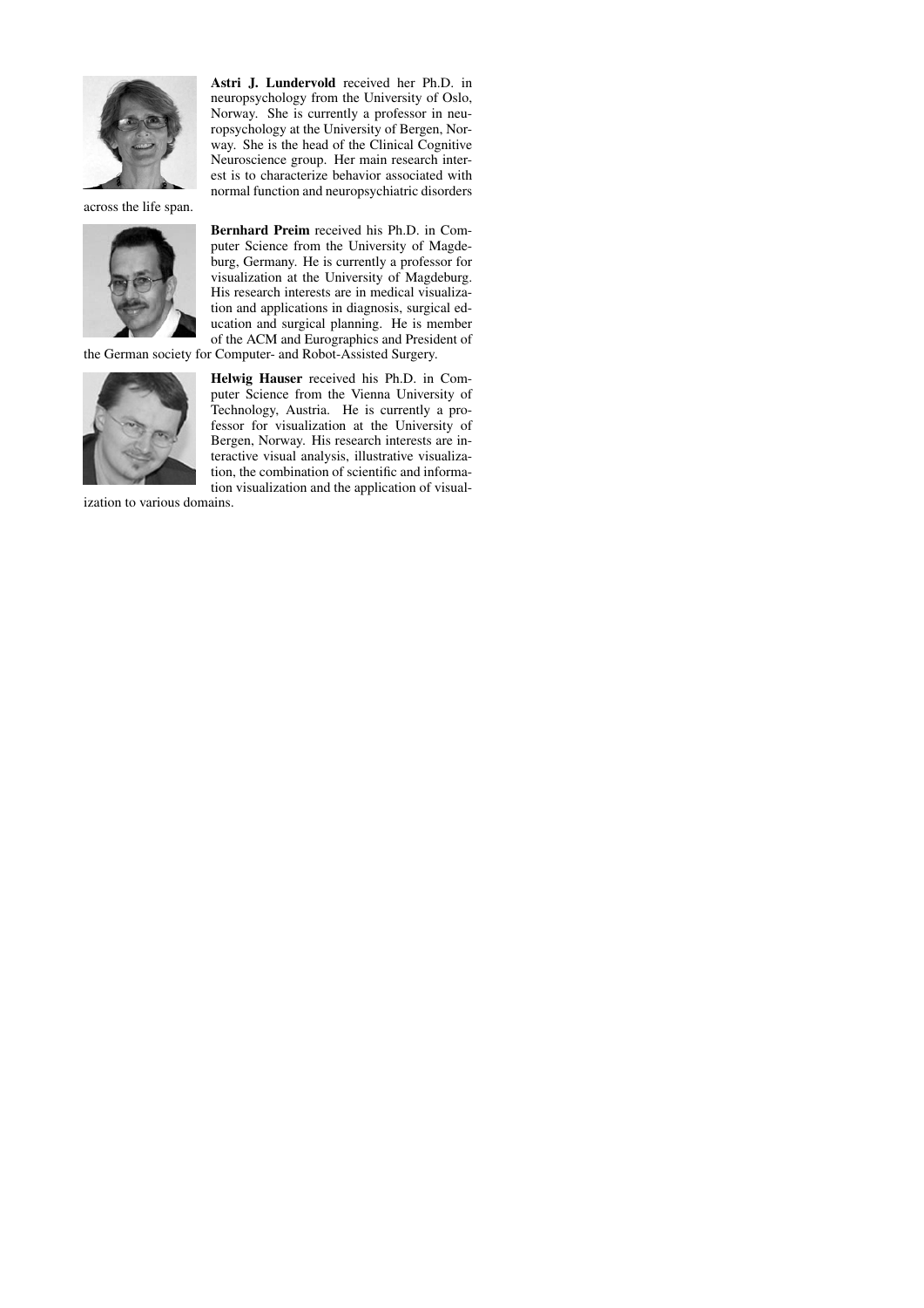**Astri J. Lundervold** received her Ph.D. in neuropsychology from the University of Oslo, Norway. She is currently a professor in neuropsychology at the University of Bergen, Norway. She is the head of the Clinical Cognitive Neuroscience group. Her main research interest is to characterize behavior associated with normal function and neuropsychiatric disorders across the life span.

**Bernhard Preim** received his Ph.D. in Computer Science from the University of Magdeburg, Germany. He is currently a professor for visualization at the University of Magdeburg. His research interests are in medical visualization and applications in diagnosis, surgical education and surgical planning. He is member of the ACM and Eurographics and President of the German society for Computer- and Robot-Assisted Surgery.

**Helwig Hauser** received his Ph.D. in Computer Science from the Vienna University of Technology, Austria. He is currently a professor for visualization at the University of Bergen, Norway. His research interests are interactive visual analysis, illustrative visualization, the combination of scientific and information visualization and the application of visualization to various domains.